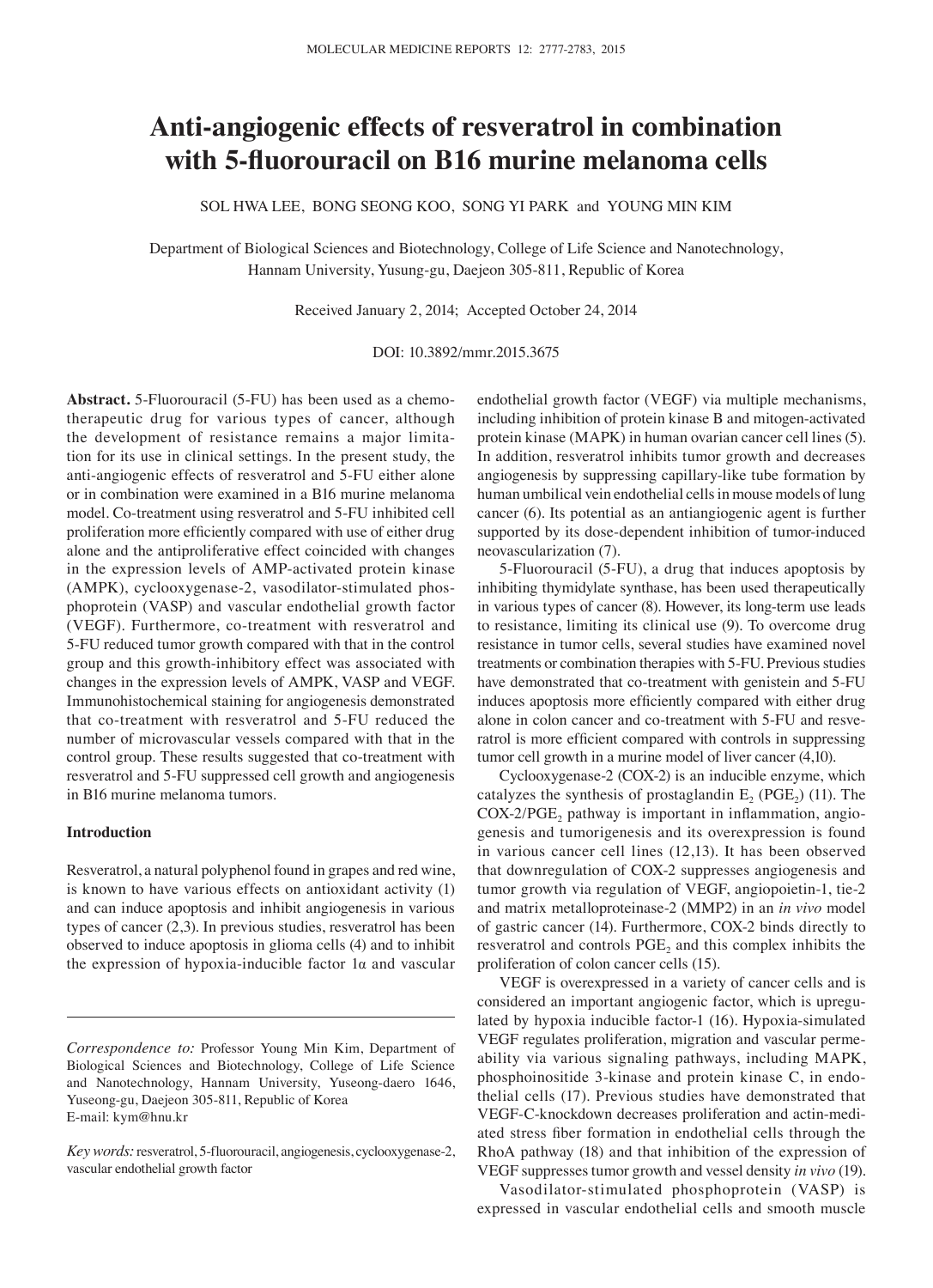# Anti-angiogenic effects of resveratrol in combination with 5-fluorouracil on B16 murine melanoma cells

SOL HWA LEE, BONG SEONG KOO, SONG YI PARK and YOUNG MIN KIM

Department of Biological Sciences and Biotechnology, College of Life Science and Nanotechnology, Hannam University, Yusung-gu, Daejeon 305-811, Republic of Korea

Received January 2, 2014; Accepted October 24, 2014

DOI: 10.3892/mmr.2015.3675

**Abstract.** 5-Fluorouracil (5-FU) has been used as a chemotherapeutic drug for various types of cancer, although the development of resistance remains a major limitation for its use in clinical settings. In the present study, the anti-angiogenic effects of resveratrol and 5-FU either alone or in combination were examined in a B16 murine melanoma model. Co-treatment using resveratrol and 5-FU inhibited cell proliferation more efficiently compared with use of either drug alone and the antiproliferative effect coincided with changes in the expression levels of AMP-activated protein kinase (AMPK), cyclooxygenase-2, vasodilator-stimulated phosphoprotein (VASP) and vascular endothelial growth factor (VEGF). Furthermore, co-treatment with resveratrol and 5-FU reduced tumor growth compared with that in the control group and this growth-inhibitory effect was associated with changes in the expression levels of AMPK, VASP and VEGF. Immunohistochemical staining for angiogenesis demonstrated that co-treatment with resveratrol and 5-FU reduced the number of microvascular vessels compared with that in the control group. These results suggested that co-treatment with resveratrol and 5-FU suppressed cell growth and angiogenesis in B16 murine melanoma tumors.

## Introduction

Resveratrol, a natural polyphenol found in grapes and red wine, is known to have various effects on antioxidant activity (1) and can induce apoptosis and inhibit angiogenesis in various types of cancer (2,3). In previous studies, resveratrol has been observed to induce apoptosis in glioma cells (4) and to inhibit the expression of hypoxia-inducible factor 1α and vascular endothelial growth factor (VEGF) via multiple mechanisms, including inhibition of protein kinase B and mitogen-activated protein kinase (MAPK) in human ovarian cancer cell lines (5). In addition, resveratrol inhibits tumor growth and decreases angiogenesis by suppressing capillary-like tube formation by human umbilical vein endothelial cells in mouse models of lung cancer (6). Its potential as an antiangiogenic agent is further supported by its dose-dependent inhibition of tumor-induced neovascularization (7).

5-Fluorouracil (5-FU), a drug that induces apoptosis by inhibiting thymidylate synthase, has been used therapeutically in various types of cancer (8). However, its long-term use leads to resistance, limiting its clinical use (9). To overcome drug resistance in tumor cells, several studies have examined novel treatments or combination therapies with 5-FU. Previous studies have demonstrated that co-treatment with genistein and 5-FU induces apoptosis more efficiently compared with either drug alone in colon cancer and co-treatment with 5-FU and resveratrol is more efficient compared with controls in suppressing tumor cell growth in a murine model of liver cancer (4,10).

Cyclooxygenase-2 (COX-2) is an inducible enzyme, which catalyzes the synthesis of prostaglandin $E_2$ ($PGE_2$) (11). The COX-2/$PGE_2$ pathway is important in inflammation, angiogenesis and tumorigenesis and its overexpression is found in various cancer cell lines (12,13). It has been observed that downregulation of COX-2 suppresses angiogenesis and tumor growth via regulation of VEGF, angiopoietin-1, tie-2 and matrix metalloproteinase-2 (MMP2) in an *in vivo* model of gastric cancer (14). Furthermore, COX-2 binds directly to resveratrol and controls $PGE_2$ and this complex inhibits the proliferation of colon cancer cells (15).

VEGF is overexpressed in a variety of cancer cells and is considered an important angiogenic factor, which is upregulated by hypoxia inducible factor-1 (16). Hypoxia-simulated VEGF regulates proliferation, migration and vascular permeability via various signaling pathways, including MAPK, phosphoinositide 3-kinase and protein kinase C, in endothelial cells (17). Previous studies have demonstrated that VEGF-C-knockdown decreases proliferation and actin-mediated stress fiber formation in endothelial cells through the RhoA pathway (18) and that inhibition of the expression of VEGF suppresses tumor growth and vessel density *in vivo* (19).

Vasodilator-stimulated phosphoprotein (VASP) is expressed in vascular endothelial cells and smooth muscle

---

*Correspondence to:* Professor Young Min Kim, Department of Biological Sciences and Biotechnology, College of Life Science and Nanotechnology, Hannam University, Yuseong-daero 1646, Yuseong-gu, Daejeon 305-811, Republic of Korea
E-mail: kym@hnu.kr

*Key words:* resveratrol, 5-fluorouracil, angiogenesis, cyclooxygenase-2, vascular endothelial growth factor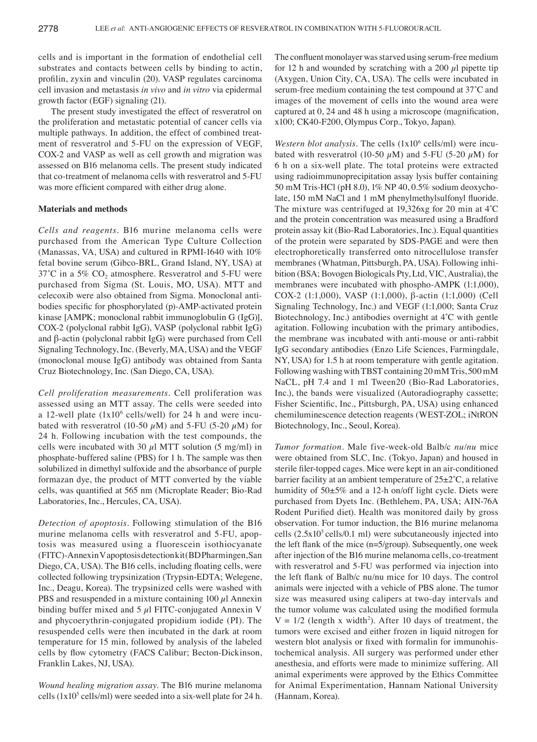cells and is important in the formation of endothelial cell substrates and contacts between cells by binding to actin, profilin, zyxin and vinculin (20). VASP regulates carcinoma cell invasion and metastasis *in vivo* and *in vitro* via epidermal growth factor (EGF) signaling (21).

The present study investigated the effect of resveratrol on the proliferation and metastatic potential of cancer cells via multiple pathways. In addition, the effect of combined treatment of resveratrol and 5-FU on the expression of VEGF, COX-2 and VASP as well as cell growth and migration was assessed on B16 melanoma cells. The present study indicated that co-treatment of melanoma cells with resveratrol and 5-FU was more efficient compared with either drug alone.

## Materials and methods

*Cells and reagents.* B16 murine melanoma cells were purchased from the American Type Culture Collection (Manassas, VA, USA) and cultured in RPMI-1640 with 10% fetal bovine serum (Gibco-BRL, Grand Island, NY, USA) at 37˚C in a 5% $CO_2$ atmosphere. Resveratrol and 5-FU were purchased from Sigma (St. Louis, MO, USA). MTT and celecoxib were also obtained from Sigma. Monoclonal antibodies specific for phosphorylated (p)-AMP-activated protein kinase [AMPK; monoclonal rabbit immunoglobulin G (IgG)], COX-2 (polyclonal rabbit IgG), VASP (polyclonal rabbit IgG) and β-actin (polyclonal rabbit IgG) were purchased from Cell Signaling Technology, Inc. (Beverly, MA, USA) and the VEGF (monoclonal mouse IgG) antibody was obtained from Santa Cruz Biotechnology, Inc. (San Diego, CA, USA).

*Cell proliferation measurements.* Cell proliferation was assessed using an MTT assay. The cells were seeded into a 12-well plate ($1\times10^6$ cells/well) for 24 h and were incubated with resveratrol (10-50 $\mu$M) and 5-FU (5-20 $\mu$M) for 24 h. Following incubation with the test compounds, the cells were incubated with 30 $\mu$l MTT solution (5 mg/ml) in phosphate-buffered saline (PBS) for 1 h. The sample was then solubilized in dimethyl sulfoxide and the absorbance of purple formazan dye, the product of MTT converted by the viable cells, was quantified at 565 nm (Microplate Reader; Bio-Rad Laboratories, Inc., Hercules, CA, USA).

*Detection of apoptosis.* Following stimulation of the B16 murine melanoma cells with resveratrol and 5-FU, apoptosis was measured using a fluorescein isothiocyanate (FITC)-Annexin V apoptosis detection kit (BD Pharmingen, San Diego, CA, USA). The B16 cells, including floating cells, were collected following trypsinization (Trypsin-EDTA; Welegene, Inc., Deagu, Korea). The trypsinized cells were washed with PBS and resuspended in a mixture containing 100 $\mu$l Annexin binding buffer mixed and 5 $\mu$l FITC-conjugated Annexin V and phycoerythrin-conjugated propidium iodide (PI). The resuspended cells were then incubated in the dark at room temperature for 15 min, followed by analysis of the labeled cells by flow cytometry (FACS Calibur; Becton-Dickinson, Franklin Lakes, NJ, USA).

*Wound healing migration assay.* The B16 murine melanoma cells ($1\times10^5$ cells/ml) were seeded into a six-well plate for 24 h. The confluent monolayer was starved using serum-free medium for 12 h and wounded by scratching with a 200 $\mu$l pipette tip (Axygen, Union City, CA, USA). The cells were incubated in serum-free medium containing the test compound at 37˚C and images of the movement of cells into the wound area were captured at 0, 24 and 48 h using a microscope (magnification, x100; CK40-F200, Olympus Corp., Tokyo, Japan).

*Western blot analysis.* The cells ($1\times10^6$ cells/ml) were incubated with resveratrol (10-50 $\mu$M) and 5-FU (5-20 $\mu$M) for 6 h on a six-well plate. The total proteins were extracted using radioimmunoprecipitation assay lysis buffer containing 50 mM Tris-HCl (pH 8.0), 1% NP 40, 0.5% sodium deoxycholate, 150 mM NaCl and 1 mM phenylmethylsulfonyl fluoride. The mixture was centrifuged at 19,326xg for 20 min at 4˚C and the protein concentration was measured using a Bradford protein assay kit (Bio-Rad Laboratories, Inc.). Equal quantities of the protein were separated by SDS-PAGE and were then electrophoretically transferred onto nitrocellulose transfer membranes (Whatman, Pittsburgh, PA, USA). Following inhibition (BSA; Bovogen Biologicals Pty, Ltd, VIC, Australia), the membranes were incubated with phospho-AMPK (1:1,000), COX-2 (1:1,000), VASP (1:1,000), β-actin (1:1,000) (Cell Signaling Technology, Inc.) and VEGF (1:1,000; Santa Cruz Biotechnology, Inc.) antibodies overnight at 4˚C with gentle agitation. Following incubation with the primary antibodies, the membrane was incubated with anti-mouse or anti-rabbit IgG secondary antibodies (Enzo Life Sciences, Farmingdale, NY, USA) for 1.5 h at room temperature with gentle agitation. Following washing with TBST containing 20 mM Tris, 500 mM NaCL, pH 7.4 and 1 ml Tween20 (Bio-Rad Laboratories, Inc.), the bands were visualized (Autoradiography cassette; Fisher Scientific, Inc., Pittsburgh, PA, USA) using enhanced chemiluminescence detection reagents (WEST-ZOL; iNtRON Biotechnology, Inc., Seoul, Korea).

*Tumor formation.* Male five-week-old Balb/c *nu/nu* mice were obtained from SLC, Inc. (Tokyo, Japan) and housed in sterile filer-topped cages. Mice were kept in an air-conditioned barrier facility at an ambient temperature of 25±2˚C, a relative humidity of 50±5% and a 12-h on/off light cycle. Diets were purchased from Dyets Inc. (Bethlehem, PA, USA; AIN-76A Rodent Purified diet). Health was monitored daily by gross observation. For tumor induction, the B16 murine melanoma cells ($2.5\times10^5$ cells/0.1 ml) were subcutaneously injected into the left flank of the mice (n=5/group). Subsequently, one week after injection of the B16 murine melanoma cells, co-treatment with resveratrol and 5-FU was performed via injection into the left flank of Balb/c nu/nu mice for 10 days. The control animals were injected with a vehicle of PBS alone. The tumor size was measured using calipers at two-day intervals and the tumor volume was calculated using the modified formula $V = 1/2$ (length x width$^2$). After 10 days of treatment, the tumors were excised and either frozen in liquid nitrogen for western blot analysis or fixed with formalin for immunohistochemical analysis. All surgery was performed under ether anesthesia, and efforts were made to minimize suffering. All animal experiments were approved by the Ethics Committee for Animal Experimentation, Hannam National University (Hannam, Korea).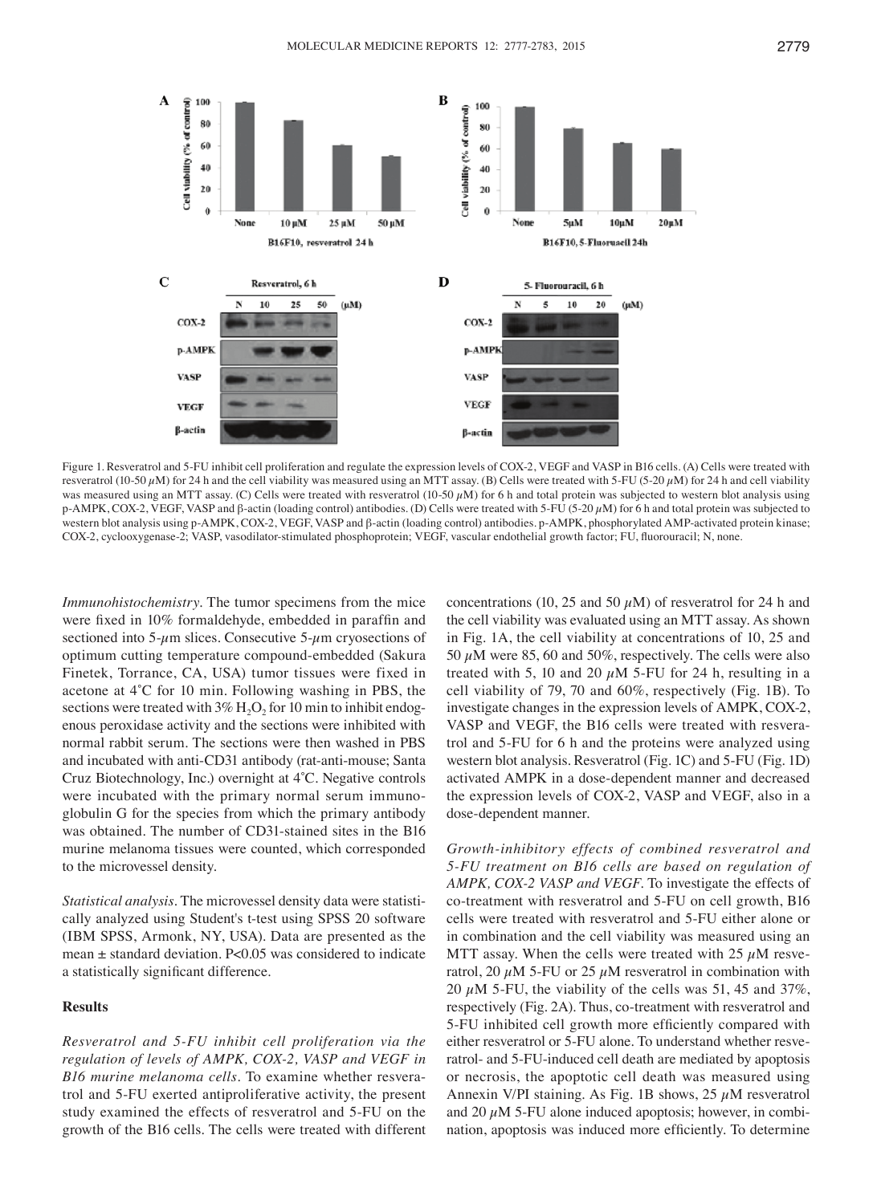Figure 1. Resveratrol and 5-FU inhibit cell proliferation and regulate the expression levels of COX-2, VEGF and VASP in B16 cells. (A) Cells were treated with resveratrol (10-50 $\mu$M) for 24 h and the cell viability was measured using an MTT assay. (B) Cells were treated with 5-FU (5-20 $\mu$M) for 24 h and cell viability was measured using an MTT assay. (C) Cells were treated with resveratrol (10-50 $\mu$M) for 6 h and total protein was subjected to western blot analysis using p-AMPK, COX-2, VEGF, VASP and β-actin (loading control) antibodies. (D) Cells were treated with 5-FU (5-20 $\mu$M) for 6 h and total protein was subjected to western blot analysis using p-AMPK, COX-2, VEGF, VASP and β-actin (loading control) antibodies. p-AMPK, phosphorylated AMP-activated protein kinase; COX-2, cyclooxygenase-2; VASP, vasodilator-stimulated phosphoprotein; VEGF, vascular endothelial growth factor; FU, fluorouracil; N, none.

*Immunohistochemistry.* The tumor specimens from the mice were fixed in 10% formaldehyde, embedded in paraffin and sectioned into 5-$\mu$m slices. Consecutive 5-$\mu$m cryosections of optimum cutting temperature compound-embedded (Sakura Finetek, Torrance, CA, USA) tumor tissues were fixed in acetone at 4˚C for 10 min. Following washing in PBS, the sections were treated with 3% $H_2O_2$ for 10 min to inhibit endogenous peroxidase activity and the sections were inhibited with normal rabbit serum. The sections were then washed in PBS and incubated with anti-CD31 antibody (rat-anti-mouse; Santa Cruz Biotechnology, Inc.) overnight at 4˚C. Negative controls were incubated with the primary normal serum immunoglobulin G for the species from which the primary antibody was obtained. The number of CD31-stained sites in the B16 murine melanoma tissues were counted, which corresponded to the microvessel density.

*Statistical analysis.* The microvessel density data were statistically analyzed using Student's t-test using SPSS 20 software (IBM SPSS, Armonk, NY, USA). Data are presented as the mean ± standard deviation. $P<0.05$ was considered to indicate a statistically significant difference.

## Results

*Resveratrol and 5-FU inhibit cell proliferation via the regulation of levels of AMPK, COX-2, VASP and VEGF in B16 murine melanoma cells.* To examine whether resveratrol and 5-FU exerted antiproliferative activity, the present study examined the effects of resveratrol and 5-FU on the growth of the B16 cells. The cells were treated with different concentrations (10, 25 and 50 $\mu$M) of resveratrol for 24 h and the cell viability was evaluated using an MTT assay. As shown in Fig. 1A, the cell viability at concentrations of 10, 25 and 50 $\mu$M were 85, 60 and 50%, respectively. The cells were also treated with 5, 10 and 20 $\mu$M 5-FU for 24 h, resulting in a cell viability of 79, 70 and 60%, respectively (Fig. 1B). To investigate changes in the expression levels of AMPK, COX-2, VASP and VEGF, the B16 cells were treated with resveratrol and 5-FU for 6 h and the proteins were analyzed using western blot analysis. Resveratrol (Fig. 1C) and 5-FU (Fig. 1D) activated AMPK in a dose-dependent manner and decreased the expression levels of COX-2, VASP and VEGF, also in a dose-dependent manner.

*Growth-inhibitory effects of combined resveratrol and 5-FU treatment on B16 cells are based on regulation of AMPK, COX-2 VASP and VEGF.* To investigate the effects of co-treatment with resveratrol and 5-FU on cell growth, B16 cells were treated with resveratrol and 5-FU either alone or in combination and the cell viability was measured using an MTT assay. When the cells were treated with 25 $\mu$M resveratrol, 20 $\mu$M 5-FU or 25 $\mu$M resveratrol in combination with 20 $\mu$M 5-FU, the viability of the cells was 51, 45 and 37%, respectively (Fig. 2A). Thus, co-treatment with resveratrol and 5-FU inhibited cell growth more efficiently compared with either resveratrol or 5-FU alone. To understand whether resveratrol- and 5-FU-induced cell death are mediated by apoptosis or necrosis, the apoptotic cell death was measured using Annexin V/PI staining. As Fig. 1B shows, 25 $\mu$M resveratrol and 20 $\mu$M 5-FU alone induced apoptosis; however, in combination, apoptosis was induced more efficiently. To determine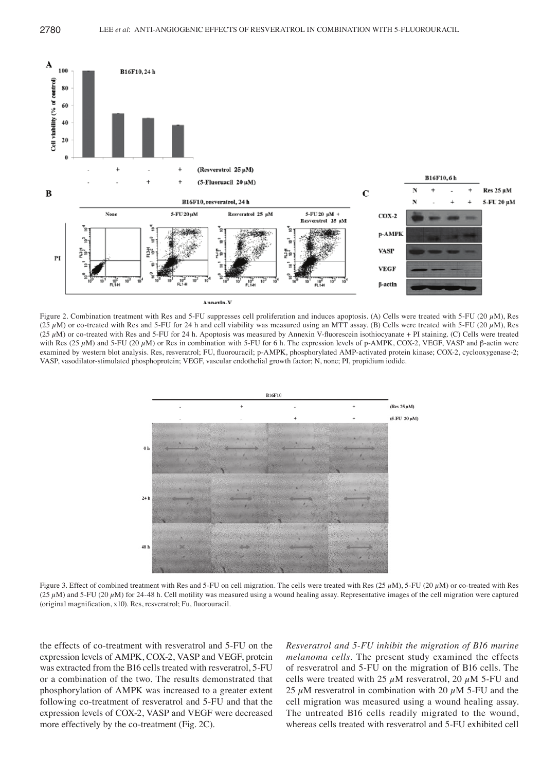Figure 2. Combination treatment with Res and 5-FU suppresses cell proliferation and induces apoptosis. (A) Cells were treated with 5-FU (20 $\mu$M), Res (25 $\mu$M) or co-treated with Res and 5-FU for 24 h and cell viability was measured using an MTT assay. (B) Cells were treated with 5-FU (20 $\mu$M), Res (25 $\mu$M) or co-treated with Res and 5-FU for 24 h. Apoptosis was measured by Annexin V-fluorescein isothiocyanate + PI staining. (C) Cells were treated with Res (25 $\mu$M) and 5-FU (20 $\mu$M) or Res in combination with 5-FU for 6 h. The expression levels of p-AMPK, COX-2, VEGF, VASP and β-actin were examined by western blot analysis. Res, resveratrol; FU, fluorouracil; p-AMPK, phosphorylated AMP-activated protein kinase; COX-2, cyclooxygenase-2; VASP, vasodilator-stimulated phosphoprotein; VEGF, vascular endothelial growth factor; N, none; PI, propidium iodide.

Figure 3. Effect of combined treatment with Res and 5-FU on cell migration. The cells were treated with Res (25 $\mu$M), 5-FU (20 $\mu$M) or co-treated with Res (25 $\mu$M) and 5-FU (20 $\mu$M) for 24-48 h. Cell motility was measured using a wound healing assay. Representative images of the cell migration were captured (original magnification, x10). Res, resveratrol; Fu, fluorouracil.

the effects of co-treatment with resveratrol and 5-FU on the expression levels of AMPK, COX-2, VASP and VEGF, protein was extracted from the B16 cells treated with resveratrol, 5-FU or a combination of the two. The results demonstrated that phosphorylation of AMPK was increased to a greater extent following co-treatment of resveratrol and 5-FU and that the expression levels of COX-2, VASP and VEGF were decreased more effectively by the co-treatment (Fig. 2C).

*Resveratrol and 5-FU inhibit the migration of B16 murine melanoma cells.* The present study examined the effects of resveratrol and 5-FU on the migration of B16 cells. The cells were treated with 25 $\mu$M resveratrol, 20 $\mu$M 5-FU and 25 $\mu$M resveratrol in combination with 20 $\mu$M 5-FU and the cell migration was measured using a wound healing assay. The untreated B16 cells readily migrated to the wound, whereas cells treated with resveratrol and 5-FU exhibited cell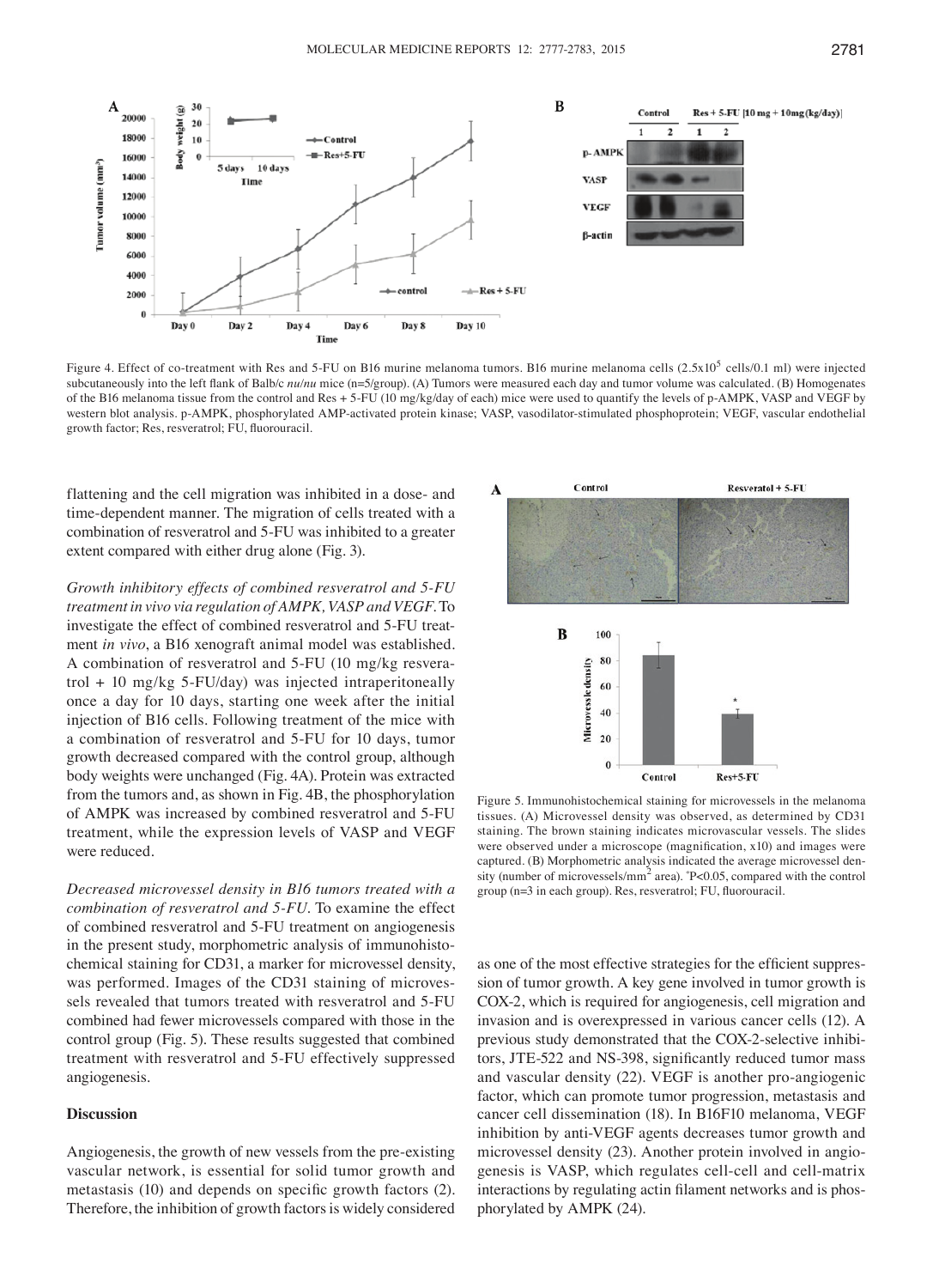Figure 4. Effect of co-treatment with Res and 5-FU on B16 murine melanoma tumors. B16 murine melanoma cells ($2.5 \times 10^5$ cells/0.1 ml) were injected subcutaneously into the left flank of Balb/c *nu/nu* mice (n=5/group). (A) Tumors were measured each day and tumor volume was calculated. (B) Homogenates of the B16 melanoma tissue from the control and Res + 5-FU (10 mg/kg/day of each) mice were used to quantify the levels of p-AMPK, VASP and VEGF by western blot analysis. p-AMPK, phosphorylated AMP-activated protein kinase; VASP, vasodilator-stimulated phosphoprotein; VEGF, vascular endothelial growth factor; Res, resveratrol; FU, fluorouracil.

flattening and the cell migration was inhibited in a dose- and time-dependent manner. The migration of cells treated with a combination of resveratrol and 5-FU was inhibited to a greater extent compared with either drug alone (Fig. 3).

*Growth inhibitory effects of combined resveratrol and 5-FU treatment in vivo via regulation of AMPK, VASP and VEGF.* To investigate the effect of combined resveratrol and 5-FU treatment *in vivo*, a B16 xenograft animal model was established. A combination of resveratrol and 5-FU (10 mg/kg resveratrol + 10 mg/kg 5-FU/day) was injected intraperitoneally once a day for 10 days, starting one week after the initial injection of B16 cells. Following treatment of the mice with a combination of resveratrol and 5-FU for 10 days, tumor growth decreased compared with the control group, although body weights were unchanged (Fig. 4A). Protein was extracted from the tumors and, as shown in Fig. 4B, the phosphorylation of AMPK was increased by combined resveratrol and 5-FU treatment, while the expression levels of VASP and VEGF were reduced.

*Decreased microvessel density in B16 tumors treated with a combination of resveratrol and 5-FU.* To examine the effect of combined resveratrol and 5-FU treatment on angiogenesis in the present study, morphometric analysis of immunohistochemical staining for CD31, a marker for microvessel density, was performed. Images of the CD31 staining of microvessels revealed that tumors treated with resveratrol and 5-FU combined had fewer microvessels compared with those in the control group (Fig. 5). These results suggested that combined treatment with resveratrol and 5-FU effectively suppressed angiogenesis.

## Discussion

Angiogenesis, the growth of new vessels from the pre-existing vascular network, is essential for solid tumor growth and metastasis (10) and depends on specific growth factors (2). Therefore, the inhibition of growth factors is widely considered as one of the most effective strategies for the efficient suppression of tumor growth. A key gene involved in tumor growth is COX-2, which is required for angiogenesis, cell migration and invasion and is overexpressed in various cancer cells (12). A previous study demonstrated that the COX-2-selective inhibitors, JTE-522 and NS-398, significantly reduced tumor mass and vascular density (22). VEGF is another pro-angiogenic factor, which can promote tumor progression, metastasis and cancer cell dissemination (18). In B16F10 melanoma, VEGF inhibition by anti-VEGF agents decreases tumor growth and microvessel density (23). Another protein involved in angiogenesis is VASP, which regulates cell-cell and cell-matrix interactions by regulating actin filament networks and is phosphorylated by AMPK (24).

Figure 5. Immunohistochemical staining for microvessels in the melanoma tissues. (A) Microvessel density was observed, as determined by CD31 staining. The brown staining indicates microvascular vessels. The slides were observed under a microscope (magnification, x10) and images were captured. (B) Morphometric analysis indicated the average microvessel density (number of microvessels/mm$^2$ area). *P<0.05, compared with the control group (n=3 in each group). Res, resveratrol; FU, fluorouracil.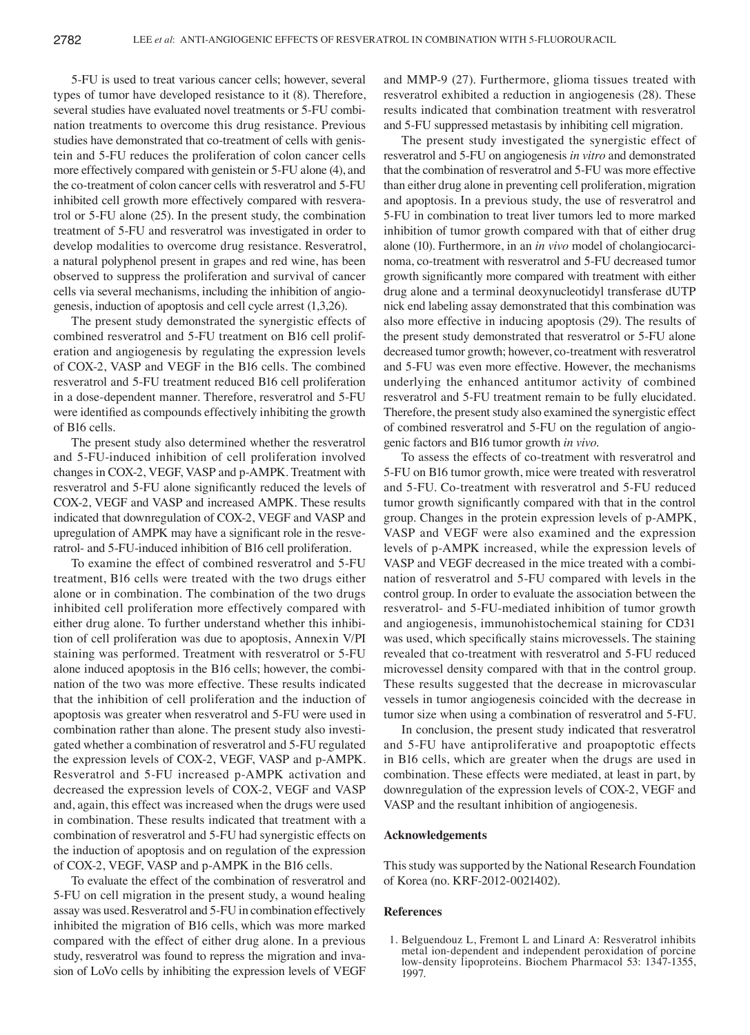5-FU is used to treat various cancer cells; however, several types of tumor have developed resistance to it (8). Therefore, several studies have evaluated novel treatments or 5-FU combination treatments to overcome this drug resistance. Previous studies have demonstrated that co-treatment of cells with genistein and 5-FU reduces the proliferation of colon cancer cells more effectively compared with genistein or 5-FU alone (4), and the co-treatment of colon cancer cells with resveratrol and 5-FU inhibited cell growth more effectively compared with resveratrol or 5-FU alone (25). In the present study, the combination treatment of 5-FU and resveratrol was investigated in order to develop modalities to overcome drug resistance. Resveratrol, a natural polyphenol present in grapes and red wine, has been observed to suppress the proliferation and survival of cancer cells via several mechanisms, including the inhibition of angiogenesis, induction of apoptosis and cell cycle arrest (1,3,26).

The present study demonstrated the synergistic effects of combined resveratrol and 5-FU treatment on B16 cell proliferation and angiogenesis by regulating the expression levels of COX-2, VASP and VEGF in the B16 cells. The combined resveratrol and 5-FU treatment reduced B16 cell proliferation in a dose-dependent manner. Therefore, resveratrol and 5-FU were identified as compounds effectively inhibiting the growth of B16 cells.

The present study also determined whether the resveratrol and 5-FU-induced inhibition of cell proliferation involved changes in COX-2, VEGF, VASP and p-AMPK. Treatment with resveratrol and 5-FU alone significantly reduced the levels of COX-2, VEGF and VASP and increased AMPK. These results indicated that downregulation of COX-2, VEGF and VASP and upregulation of AMPK may have a significant role in the resveratrol- and 5-FU-induced inhibition of B16 cell proliferation.

To examine the effect of combined resveratrol and 5-FU treatment, B16 cells were treated with the two drugs either alone or in combination. The combination of the two drugs inhibited cell proliferation more effectively compared with either drug alone. To further understand whether this inhibition of cell proliferation was due to apoptosis, Annexin V/PI staining was performed. Treatment with resveratrol or 5-FU alone induced apoptosis in the B16 cells; however, the combination of the two was more effective. These results indicated that the inhibition of cell proliferation and the induction of apoptosis was greater when resveratrol and 5-FU were used in combination rather than alone. The present study also investigated whether a combination of resveratrol and 5-FU regulated the expression levels of COX-2, VEGF, VASP and p-AMPK. Resveratrol and 5-FU increased p-AMPK activation and decreased the expression levels of COX-2, VEGF and VASP and, again, this effect was increased when the drugs were used in combination. These results indicated that treatment with a combination of resveratrol and 5-FU had synergistic effects on the induction of apoptosis and on regulation of the expression of COX-2, VEGF, VASP and p-AMPK in the B16 cells.

To evaluate the effect of the combination of resveratrol and 5-FU on cell migration in the present study, a wound healing assay was used. Resveratrol and 5-FU in combination effectively inhibited the migration of B16 cells, which was more marked compared with the effect of either drug alone. In a previous study, resveratrol was found to repress the migration and invasion of LoVo cells by inhibiting the expression levels of VEGF and MMP-9 (27). Furthermore, glioma tissues treated with resveratrol exhibited a reduction in angiogenesis (28). These results indicated that combination treatment with resveratrol and 5-FU suppressed metastasis by inhibiting cell migration.

The present study investigated the synergistic effect of resveratrol and 5-FU on angiogenesis *in vitro* and demonstrated that the combination of resveratrol and 5-FU was more effective than either drug alone in preventing cell proliferation, migration and apoptosis. In a previous study, the use of resveratrol and 5-FU in combination to treat liver tumors led to more marked inhibition of tumor growth compared with that of either drug alone (10). Furthermore, in an *in vivo* model of cholangiocarcinoma, co-treatment with resveratrol and 5-FU decreased tumor growth significantly more compared with treatment with either drug alone and a terminal deoxynucleotidyl transferase dUTP nick end labeling assay demonstrated that this combination was also more effective in inducing apoptosis (29). The results of the present study demonstrated that resveratrol or 5-FU alone decreased tumor growth; however, co-treatment with resveratrol and 5-FU was even more effective. However, the mechanisms underlying the enhanced antitumor activity of combined resveratrol and 5-FU treatment remain to be fully elucidated. Therefore, the present study also examined the synergistic effect of combined resveratrol and 5-FU on the regulation of angiogenic factors and B16 tumor growth *in vivo*.

To assess the effects of co-treatment with resveratrol and 5-FU on B16 tumor growth, mice were treated with resveratrol and 5-FU. Co-treatment with resveratrol and 5-FU reduced tumor growth significantly compared with that in the control group. Changes in the protein expression levels of p-AMPK, VASP and VEGF were also examined and the expression levels of p-AMPK increased, while the expression levels of VASP and VEGF decreased in the mice treated with a combination of resveratrol and 5-FU compared with levels in the control group. In order to evaluate the association between the resveratrol- and 5-FU-mediated inhibition of tumor growth and angiogenesis, immunohistochemical staining for CD31 was used, which specifically stains microvessels. The staining revealed that co-treatment with resveratrol and 5-FU reduced microvessel density compared with that in the control group. These results suggested that the decrease in microvascular vessels in tumor angiogenesis coincided with the decrease in tumor size when using a combination of resveratrol and 5-FU.

In conclusion, the present study indicated that resveratrol and 5-FU have antiproliferative and proapoptotic effects in B16 cells, which are greater when the drugs are used in combination. These effects were mediated, at least in part, by downregulation of the expression levels of COX-2, VEGF and VASP and the resultant inhibition of angiogenesis.

## Acknowledgements

This study was supported by the National Research Foundation of Korea (no. KRF-2012-0021402).

## References

1. Belguendouz L, Fremont L and Linard A: Resveratrol inhibits metal ion-dependent and independent peroxidation of porcine low-density lipoproteins. Biochem Pharmacol 53: 1347-1355, 1997.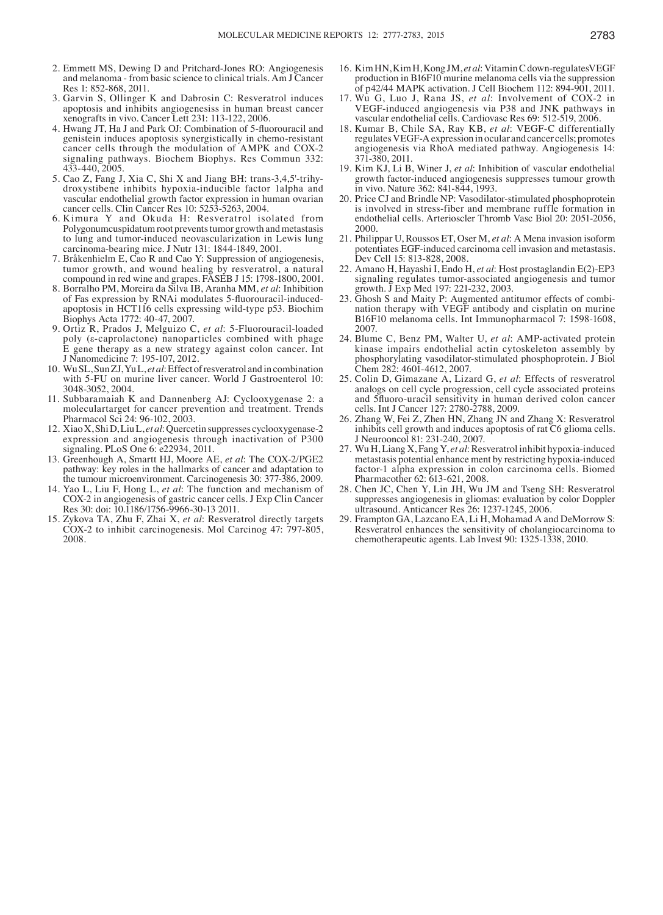2. Emmett MS, Dewing D and Pritchard-Jones RO: Angiogenesis and melanoma - from basic science to clinical trials. Am J Cancer Res 1: 852-868, 2011.
3. Garvin S, Ollinger K and Dabrosin C: Resveratrol induces apoptosis and inhibits angiogenesiss in human breast cancer xenografts in vivo. Cancer Lett 231: 113-122, 2006.
4. Hwang JT, Ha J and Park OJ: Combination of 5-fluorouracil and genistein induces apoptosis synergistically in chemo-resistant cancer cells through the modulation of AMPK and COX-2 signaling pathways. Biochem Biophys. Res Commun 332: 433-440, 2005.
5. Cao Z, Fang J, Xia C, Shi X and Jiang BH: trans-3,4,5'-trihydroxystibene inhibits hypoxia-inducible factor 1alpha and vascular endothelial growth factor expression in human ovarian cancer cells. Clin Cancer Res 10: 5253-5263, 2004.
6. Kimura Y and Okuda H: Resveratrol isolated from Polygonumcuspidatum root prevents tumor growth and metastasis to lung and tumor-induced neovascularization in Lewis lung carcinoma-bearing mice. J Nutr 131: 1844-1849, 2001.
7. Bråkenhielm E, Cao R and Cao Y: Suppression of angiogenesis, tumor growth, and wound healing by resveratrol, a natural compound in red wine and grapes. FASEB J 15: 1798-1800, 2001.
8. Borralho PM, Moreira da Silva IB, Aranha MM, *et al*: Inhibition of Fas expression by RNAi modulates 5-fluorouracil-induced-apoptosis in HCT116 cells expressing wild-type p53. Biochim Biophys Acta 1772: 40-47, 2007.
9. Ortiz R, Prados J, Melguizo C, *et al*: 5-Fluorouracil-loaded poly (ε-caprolactone) nanoparticles combined with phage E gene therapy as a new strategy against colon cancer. Int J Nanomedicine 7: 195-107, 2012.
10. Wu SL, Sun ZJ, Yu L, *et al*: Effect of resveratrol and in combination with 5-FU on murine liver cancer. World J Gastroenterol 10: 3048-3052, 2004.
11. Subbaramaiah K and Dannenberg AJ: Cyclooxygenase 2: a moleculartarget for cancer prevention and treatment. Trends Pharmacol Sci 24: 96-102, 2003.
12. Xiao X, Shi D, Liu L, *et al*: Quercetin suppresses cyclooxygenase-2 expression and angiogenesis through inactivation of P300 signaling. PLoS One 6: e22934, 2011.
13. Greenhough A, Smartt HJ, Moore AE, *et al*: The COX-2/PGE2 pathway: key roles in the hallmarks of cancer and adaptation to the tumour microenvironment. Carcinogenesis 30: 377-386, 2009.
14. Yao L, Liu F, Hong L, *et al*: The function and mechanism of COX-2 in angiogenesis of gastric cancer cells. J Exp Clin Cancer Res 30: doi: 10.1186/1756-9966-30-13 2011.
15. Zykova TA, Zhu F, Zhai X, *et al*: Resveratrol directly targets COX-2 to inhibit carcinogenesis. Mol Carcinog 47: 797-805, 2008.
16. Kim HN, Kim H, Kong JM, *et al*: Vitamin C down-regulatesVEGF production in B16F10 murine melanoma cells via the suppression of p42/44 MAPK activation. J Cell Biochem 112: 894-901, 2011.
17. Wu G, Luo J, Rana JS, *et al*: Involvement of COX-2 in VEGF-induced angiogenesis via P38 and JNK pathways in vascular endothelial cells. Cardiovasc Res 69: 512-519, 2006.
18. Kumar B, Chile SA, Ray KB, *et al*: VEGF-C differentially regulates VEGF-A expression in ocular and cancer cells; promotes angiogenesis via RhoA mediated pathway. Angiogenesis 14: 371-380, 2011.
19. Kim KJ, Li B, Winer J, *et al*: Inhibition of vascular endothelial growth factor-induced angiogenesis suppresses tumour growth in vivo. Nature 362: 841-844, 1993.
20. Price CJ and Brindle NP: Vasodilator-stimulated phosphoprotein is involved in stress-fiber and membrane ruffle formation in endothelial cells. Arterioscler Thromb Vasc Biol 20: 2051-2056, 2000.
21. Philippar U, Roussos ET, Oser M, *et al*: A Mena invasion isoform potentiates EGF-induced carcinoma cell invasion and metastasis. Dev Cell 15: 813-828, 2008.
22. Amano H, Hayashi I, Endo H, *et al*: Host prostaglandin E(2)-EP3 signaling regulates tumor-associated angiogenesis and tumor growth. J Exp Med 197: 221-232, 2003.
23. Ghosh S and Maity P: Augmented antitumor effects of combination therapy with VEGF antibody and cisplatin on murine B16F10 melanoma cells. Int Immunopharmacol 7: 1598-1608, 2007.
24. Blume C, Benz PM, Walter U, *et al*: AMP-activated protein kinase impairs endothelial actin cytoskeleton assembly by phosphorylating vasodilator-stimulated phosphoprotein. J Biol Chem 282: 4601-4612, 2007.
25. Colin D, Gimazane A, Lizard G, *et al*: Effects of resveratrol analogs on cell cycle progression, cell cycle associated proteins and 5fluoro-uracil sensitivity in human derived colon cancer cells. Int J Cancer 127: 2780-2788, 2009.
26. Zhang W, Fei Z, Zhen HN, Zhang JN and Zhang X: Resveratrol inhibits cell growth and induces apoptosis of rat C6 glioma cells. J Neurooncol 81: 231-240, 2007.
27. Wu H, Liang X, Fang Y, *et al*: Resveratrol inhibit hypoxia-induced metastasis potential enhance ment by restricting hypoxia-induced factor-1 alpha expression in colon carcinoma cells. Biomed Pharmacother 62: 613-621, 2008.
28. Chen JC, Chen Y, Lin JH, Wu JM and Tseng SH: Resveratrol suppresses angiogenesis in gliomas: evaluation by color Doppler ultrasound. Anticancer Res 26: 1237-1245, 2006.
29. Frampton GA, Lazcano EA, Li H, Mohamad A and DeMorrow S: Resveratrol enhances the sensitivity of cholangiocarcinoma to chemotherapeutic agents. Lab Invest 90: 1325-1338, 2010.